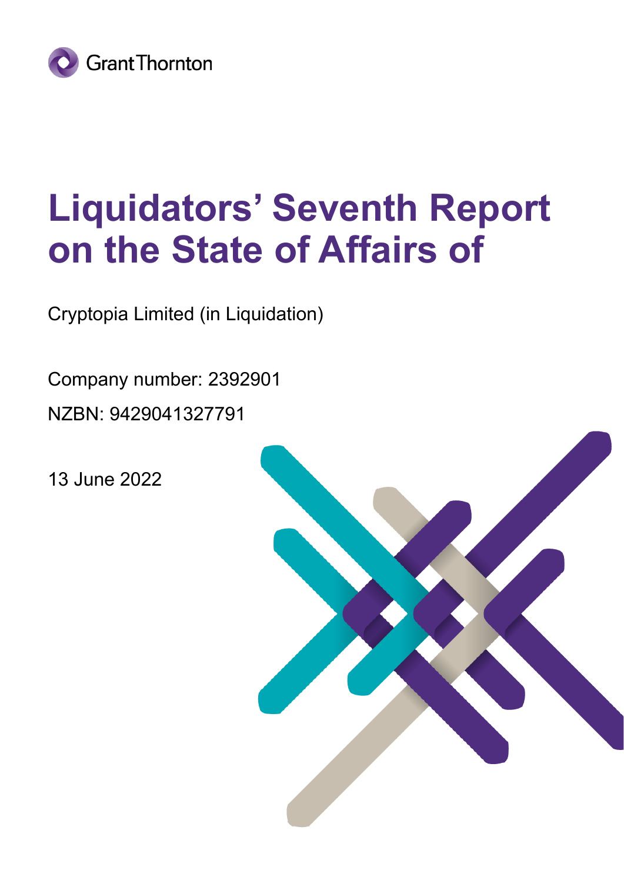Grant Thornton

# Liquidators' Seventh Report on the State of Affairs of

Cryptopia Limited (in Liquidation)

Company number: 2392901

NZBN: 9429041327791

13 June 2022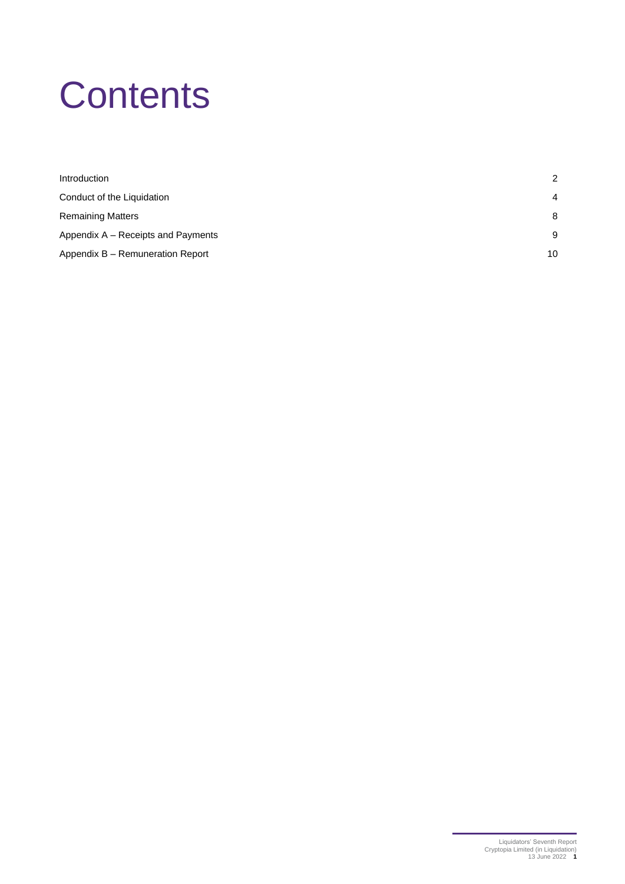# Contents

| | |
|---|---|
| Introduction | 2 |
| Conduct of the Liquidation | 4 |
| Remaining Matters | 8 |
| Appendix A – Receipts and Payments | 9 |
| Appendix B – Remuneration Report | 10 |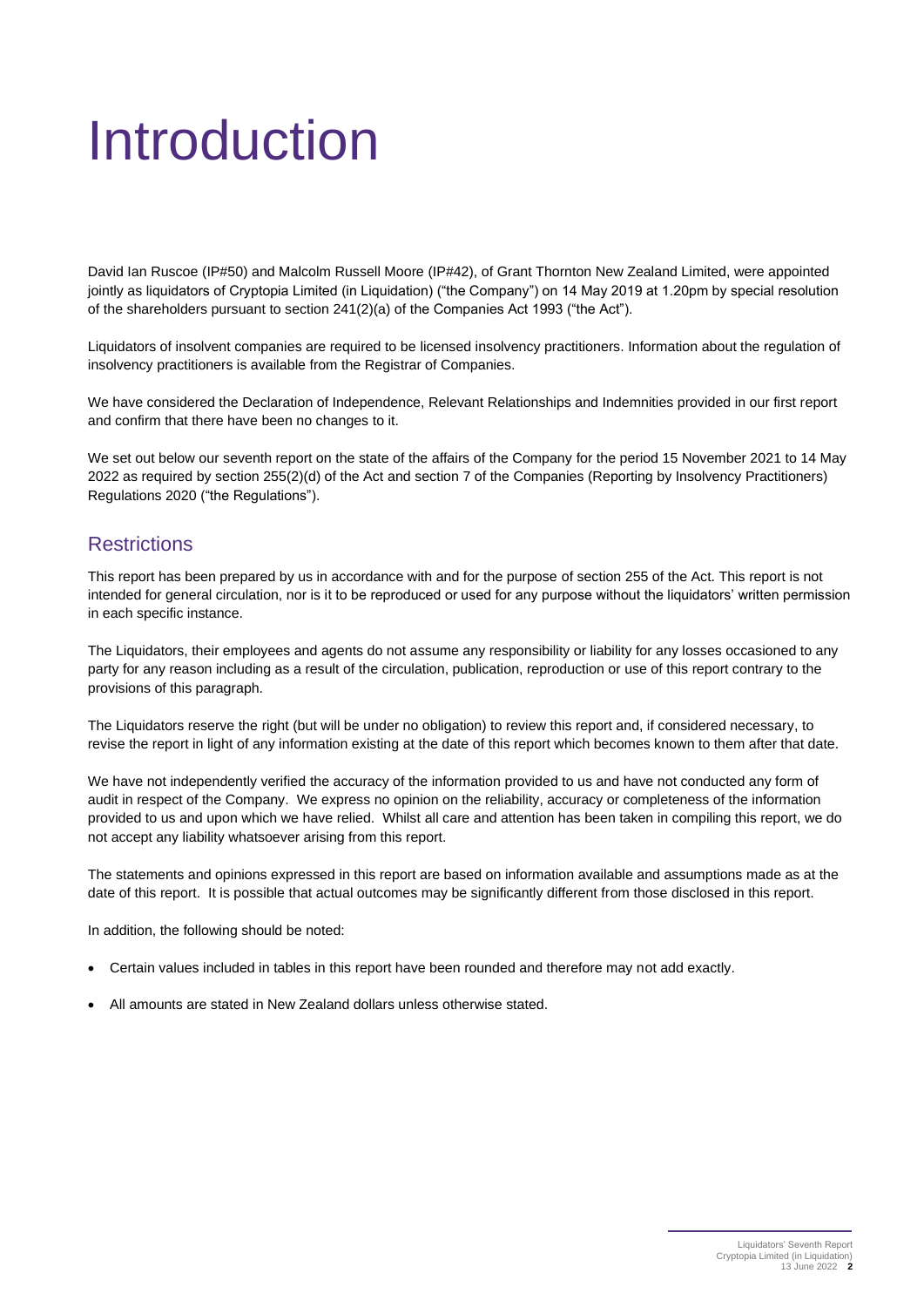# Introduction

David Ian Ruscoe (IP#50) and Malcolm Russell Moore (IP#42), of Grant Thornton New Zealand Limited, were appointed jointly as liquidators of Cryptopia Limited (in Liquidation) ("the Company") on 14 May 2019 at 1.20pm by special resolution of the shareholders pursuant to section 241(2)(a) of the Companies Act 1993 ("the Act").

Liquidators of insolvent companies are required to be licensed insolvency practitioners. Information about the regulation of insolvency practitioners is available from the Registrar of Companies.

We have considered the Declaration of Independence, Relevant Relationships and Indemnities provided in our first report and confirm that there have been no changes to it.

We set out below our seventh report on the state of the affairs of the Company for the period 15 November 2021 to 14 May 2022 as required by section 255(2)(d) of the Act and section 7 of the Companies (Reporting by Insolvency Practitioners) Regulations 2020 ("the Regulations").

## Restrictions

This report has been prepared by us in accordance with and for the purpose of section 255 of the Act. This report is not intended for general circulation, nor is it to be reproduced or used for any purpose without the liquidators' written permission in each specific instance.

The Liquidators, their employees and agents do not assume any responsibility or liability for any losses occasioned to any party for any reason including as a result of the circulation, publication, reproduction or use of this report contrary to the provisions of this paragraph.

The Liquidators reserve the right (but will be under no obligation) to review this report and, if considered necessary, to revise the report in light of any information existing at the date of this report which becomes known to them after that date.

We have not independently verified the accuracy of the information provided to us and have not conducted any form of audit in respect of the Company. We express no opinion on the reliability, accuracy or completeness of the information provided to us and upon which we have relied. Whilst all care and attention has been taken in compiling this report, we do not accept any liability whatsoever arising from this report.

The statements and opinions expressed in this report are based on information available and assumptions made as at the date of this report. It is possible that actual outcomes may be significantly different from those disclosed in this report.

In addition, the following should be noted:

- Certain values included in tables in this report have been rounded and therefore may not add exactly.
- All amounts are stated in New Zealand dollars unless otherwise stated.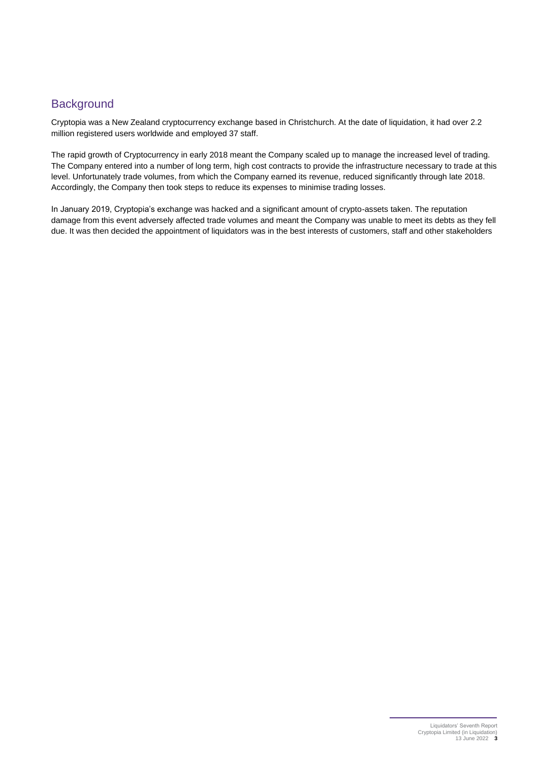## Background

Cryptopia was a New Zealand cryptocurrency exchange based in Christchurch. At the date of liquidation, it had over 2.2 million registered users worldwide and employed 37 staff.

The rapid growth of Cryptocurrency in early 2018 meant the Company scaled up to manage the increased level of trading. The Company entered into a number of long term, high cost contracts to provide the infrastructure necessary to trade at this level. Unfortunately trade volumes, from which the Company earned its revenue, reduced significantly through late 2018. Accordingly, the Company then took steps to reduce its expenses to minimise trading losses.

In January 2019, Cryptopia's exchange was hacked and a significant amount of crypto-assets taken. The reputation damage from this event adversely affected trade volumes and meant the Company was unable to meet its debts as they fell due. It was then decided the appointment of liquidators was in the best interests of customers, staff and other stakeholders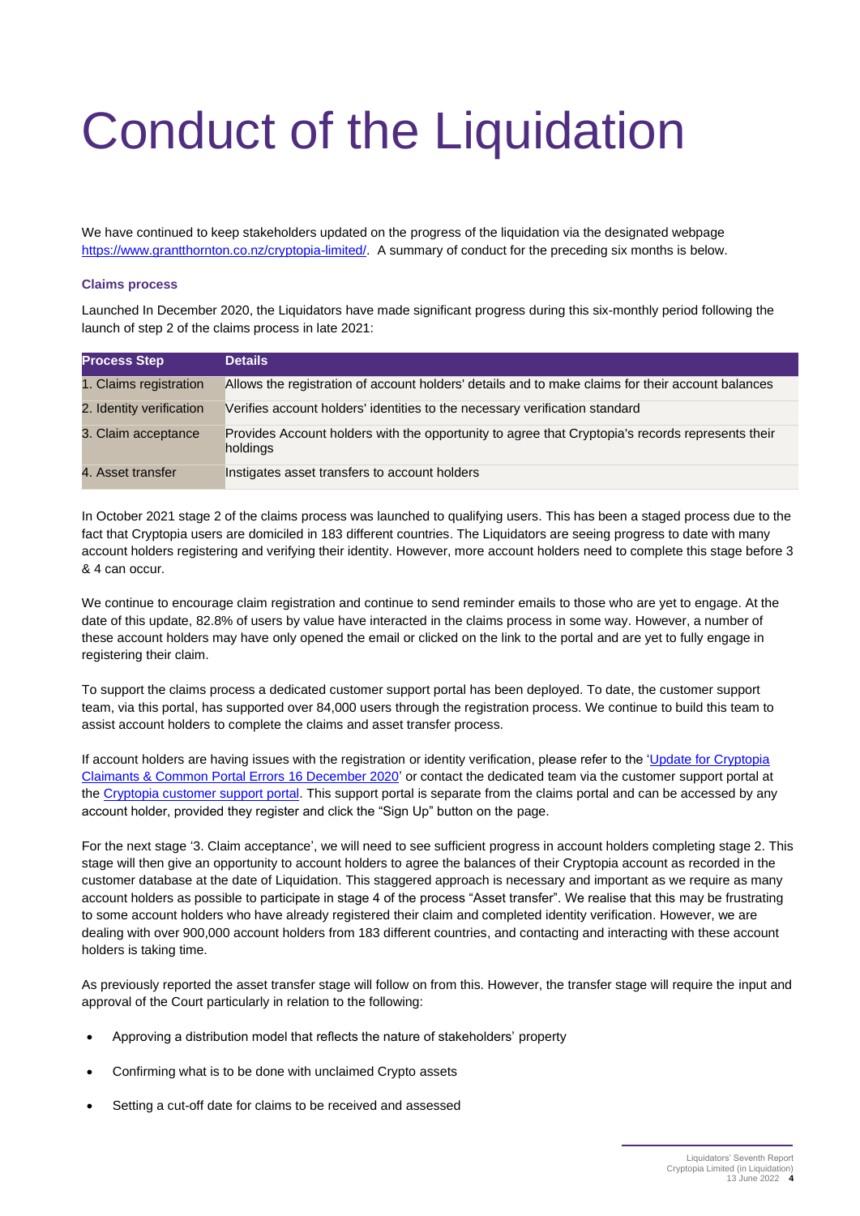# Conduct of the Liquidation

We have continued to keep stakeholders updated on the progress of the liquidation via the designated webpage https://www.grantthornton.co.nz/cryptopia-limited/. A summary of conduct for the preceding six months is below.

### Claims process

Launched In December 2020, the Liquidators have made significant progress during this six-monthly period following the launch of step 2 of the claims process in late 2021:

| Process Step | Details |
| --- | --- |
| 1. Claims registration | Allows the registration of account holders' details and to make claims for their account balances |
| 2. Identity verification | Verifies account holders' identities to the necessary verification standard |
| 3. Claim acceptance | Provides Account holders with the opportunity to agree that Cryptopia's records represents their holdings |
| 4. Asset transfer | Instigates asset transfers to account holders |

In October 2021 stage 2 of the claims process was launched to qualifying users. This has been a staged process due to the fact that Cryptopia users are domiciled in 183 different countries. The Liquidators are seeing progress to date with many account holders registering and verifying their identity. However, more account holders need to complete this stage before 3 & 4 can occur.

We continue to encourage claim registration and continue to send reminder emails to those who are yet to engage. At the date of this update, 82.8% of users by value have interacted in the claims process in some way. However, a number of these account holders may have only opened the email or clicked on the link to the portal and are yet to fully engage in registering their claim.

To support the claims process a dedicated customer support portal has been deployed. To date, the customer support team, via this portal, has supported over 84,000 users through the registration process. We continue to build this team to assist account holders to complete the claims and asset transfer process.

If account holders are having issues with the registration or identity verification, please refer to the 'Update for Cryptopia Claimants & Common Portal Errors 16 December 2020' or contact the dedicated team via the customer support portal at the Cryptopia customer support portal. This support portal is separate from the claims portal and can be accessed by any account holder, provided they register and click the "Sign Up" button on the page.

For the next stage '3. Claim acceptance', we will need to see sufficient progress in account holders completing stage 2. This stage will then give an opportunity to account holders to agree the balances of their Cryptopia account as recorded in the customer database at the date of Liquidation. This staggered approach is necessary and important as we require as many account holders as possible to participate in stage 4 of the process "Asset transfer". We realise that this may be frustrating to some account holders who have already registered their claim and completed identity verification. However, we are dealing with over 900,000 account holders from 183 different countries, and contacting and interacting with these account holders is taking time.

As previously reported the asset transfer stage will follow on from this. However, the transfer stage will require the input and approval of the Court particularly in relation to the following:

- Approving a distribution model that reflects the nature of stakeholders' property
- Confirming what is to be done with unclaimed Crypto assets
- Setting a cut-off date for claims to be received and assessed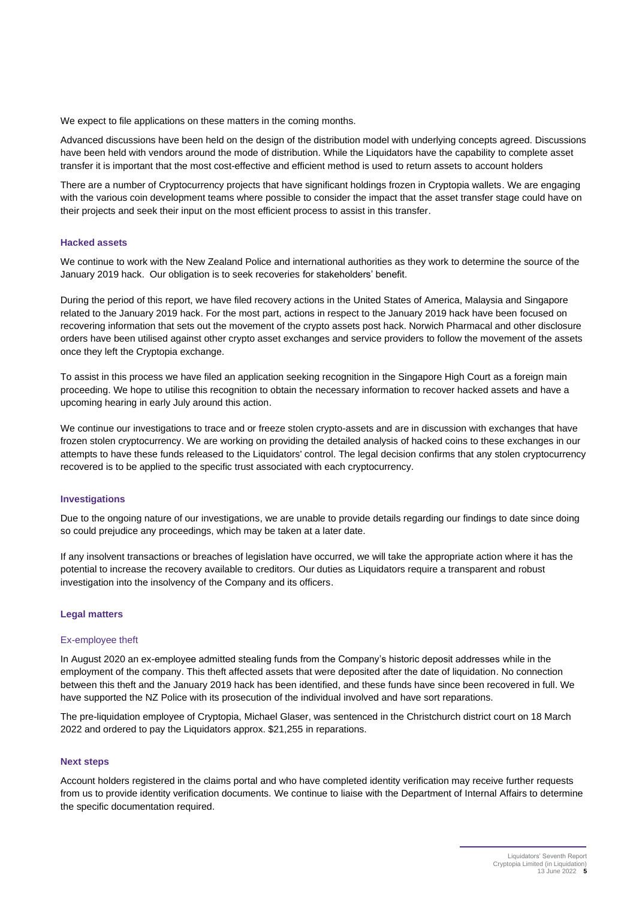We expect to file applications on these matters in the coming months.

Advanced discussions have been held on the design of the distribution model with underlying concepts agreed. Discussions have been held with vendors around the mode of distribution. While the Liquidators have the capability to complete asset transfer it is important that the most cost-effective and efficient method is used to return assets to account holders

There are a number of Cryptocurrency projects that have significant holdings frozen in Cryptopia wallets. We are engaging with the various coin development teams where possible to consider the impact that the asset transfer stage could have on their projects and seek their input on the most efficient process to assist in this transfer.

### Hacked assets

We continue to work with the New Zealand Police and international authorities as they work to determine the source of the January 2019 hack. Our obligation is to seek recoveries for stakeholders' benefit.

During the period of this report, we have filed recovery actions in the United States of America, Malaysia and Singapore related to the January 2019 hack. For the most part, actions in respect to the January 2019 hack have been focused on recovering information that sets out the movement of the crypto assets post hack. Norwich Pharmacal and other disclosure orders have been utilised against other crypto asset exchanges and service providers to follow the movement of the assets once they left the Cryptopia exchange.

To assist in this process we have filed an application seeking recognition in the Singapore High Court as a foreign main proceeding. We hope to utilise this recognition to obtain the necessary information to recover hacked assets and have a upcoming hearing in early July around this action.

We continue our investigations to trace and or freeze stolen crypto-assets and are in discussion with exchanges that have frozen stolen cryptocurrency. We are working on providing the detailed analysis of hacked coins to these exchanges in our attempts to have these funds released to the Liquidators' control. The legal decision confirms that any stolen cryptocurrency recovered is to be applied to the specific trust associated with each cryptocurrency.

### Investigations

Due to the ongoing nature of our investigations, we are unable to provide details regarding our findings to date since doing so could prejudice any proceedings, which may be taken at a later date.

If any insolvent transactions or breaches of legislation have occurred, we will take the appropriate action where it has the potential to increase the recovery available to creditors. Our duties as Liquidators require a transparent and robust investigation into the insolvency of the Company and its officers.

### Legal matters

#### Ex-employee theft

In August 2020 an ex-employee admitted stealing funds from the Company's historic deposit addresses while in the employment of the company. This theft affected assets that were deposited after the date of liquidation. No connection between this theft and the January 2019 hack has been identified, and these funds have since been recovered in full. We have supported the NZ Police with its prosecution of the individual involved and have sort reparations.

The pre-liquidation employee of Cryptopia, Michael Glaser, was sentenced in the Christchurch district court on 18 March 2022 and ordered to pay the Liquidators approx. $21,255 in reparations.

### Next steps

Account holders registered in the claims portal and who have completed identity verification may receive further requests from us to provide identity verification documents. We continue to liaise with the Department of Internal Affairs to determine the specific documentation required.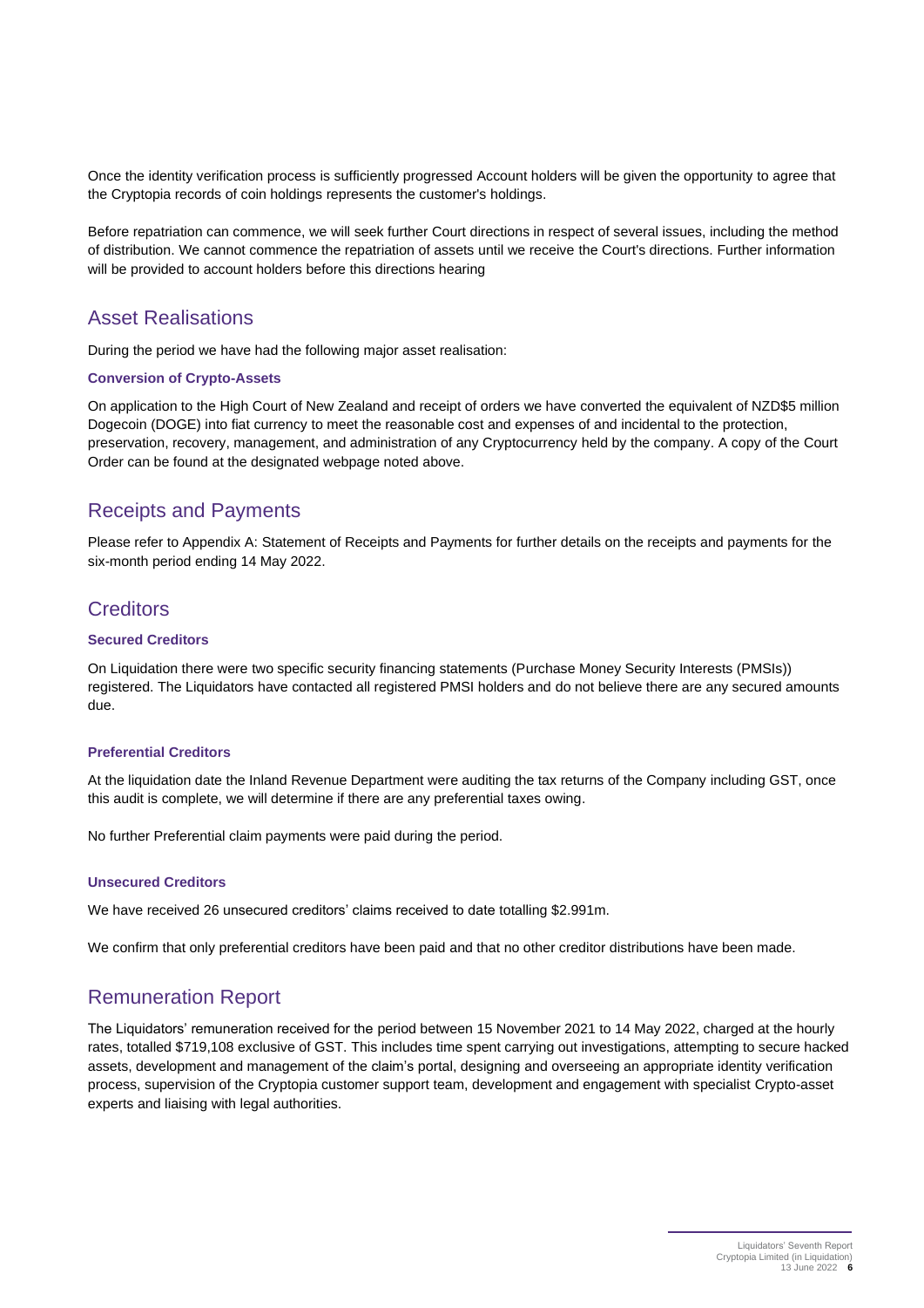Once the identity verification process is sufficiently progressed Account holders will be given the opportunity to agree that the Cryptopia records of coin holdings represents the customer's holdings.

Before repatriation can commence, we will seek further Court directions in respect of several issues, including the method of distribution. We cannot commence the repatriation of assets until we receive the Court's directions. Further information will be provided to account holders before this directions hearing

## Asset Realisations

During the period we have had the following major asset realisation:

### Conversion of Crypto-Assets

On application to the High Court of New Zealand and receipt of orders we have converted the equivalent of NZD$5 million Dogecoin (DOGE) into fiat currency to meet the reasonable cost and expenses of and incidental to the protection, preservation, recovery, management, and administration of any Cryptocurrency held by the company. A copy of the Court Order can be found at the designated webpage noted above.

## Receipts and Payments

Please refer to Appendix A: Statement of Receipts and Payments for further details on the receipts and payments for the six-month period ending 14 May 2022.

## Creditors

### Secured Creditors

On Liquidation there were two specific security financing statements (Purchase Money Security Interests (PMSIs)) registered. The Liquidators have contacted all registered PMSI holders and do not believe there are any secured amounts due.

### Preferential Creditors

At the liquidation date the Inland Revenue Department were auditing the tax returns of the Company including GST, once this audit is complete, we will determine if there are any preferential taxes owing.

No further Preferential claim payments were paid during the period.

### Unsecured Creditors

We have received 26 unsecured creditors' claims received to date totalling $2.991m.

We confirm that only preferential creditors have been paid and that no other creditor distributions have been made.

## Remuneration Report

The Liquidators' remuneration received for the period between 15 November 2021 to 14 May 2022, charged at the hourly rates, totalled $719,108 exclusive of GST. This includes time spent carrying out investigations, attempting to secure hacked assets, development and management of the claim's portal, designing and overseeing an appropriate identity verification process, supervision of the Cryptopia customer support team, development and engagement with specialist Crypto-asset experts and liaising with legal authorities.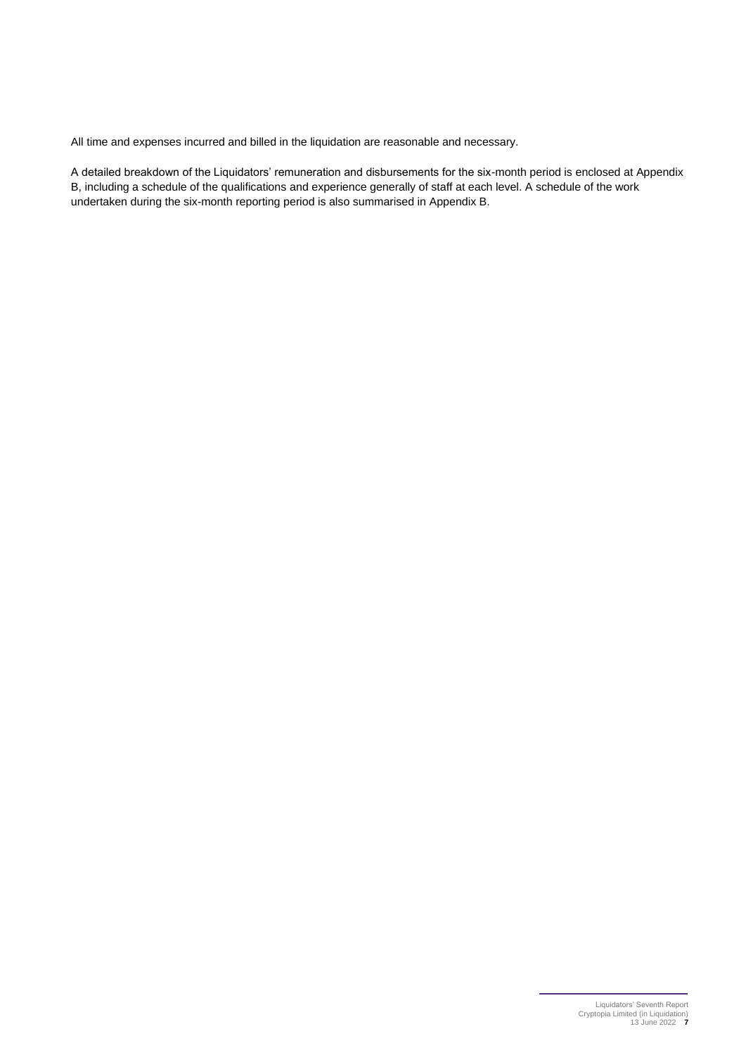All time and expenses incurred and billed in the liquidation are reasonable and necessary.

A detailed breakdown of the Liquidators' remuneration and disbursements for the six-month period is enclosed at Appendix B, including a schedule of the qualifications and experience generally of staff at each level. A schedule of the work undertaken during the six-month reporting period is also summarised in Appendix B.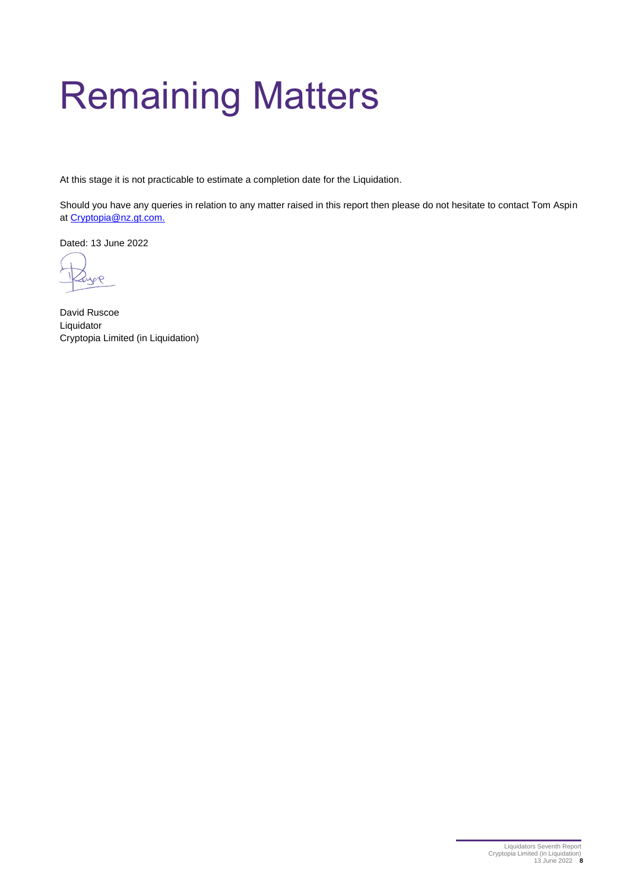# Remaining Matters

At this stage it is not practicable to estimate a completion date for the Liquidation.

Should you have any queries in relation to any matter raised in this report then please do not hesitate to contact Tom Aspin at [Cryptopia@nz.gt.com.](mailto:Cryptopia@nz.gt.com)

Dated: 13 June 2022

David Ruscoe
Liquidator
Cryptopia Limited (in Liquidation)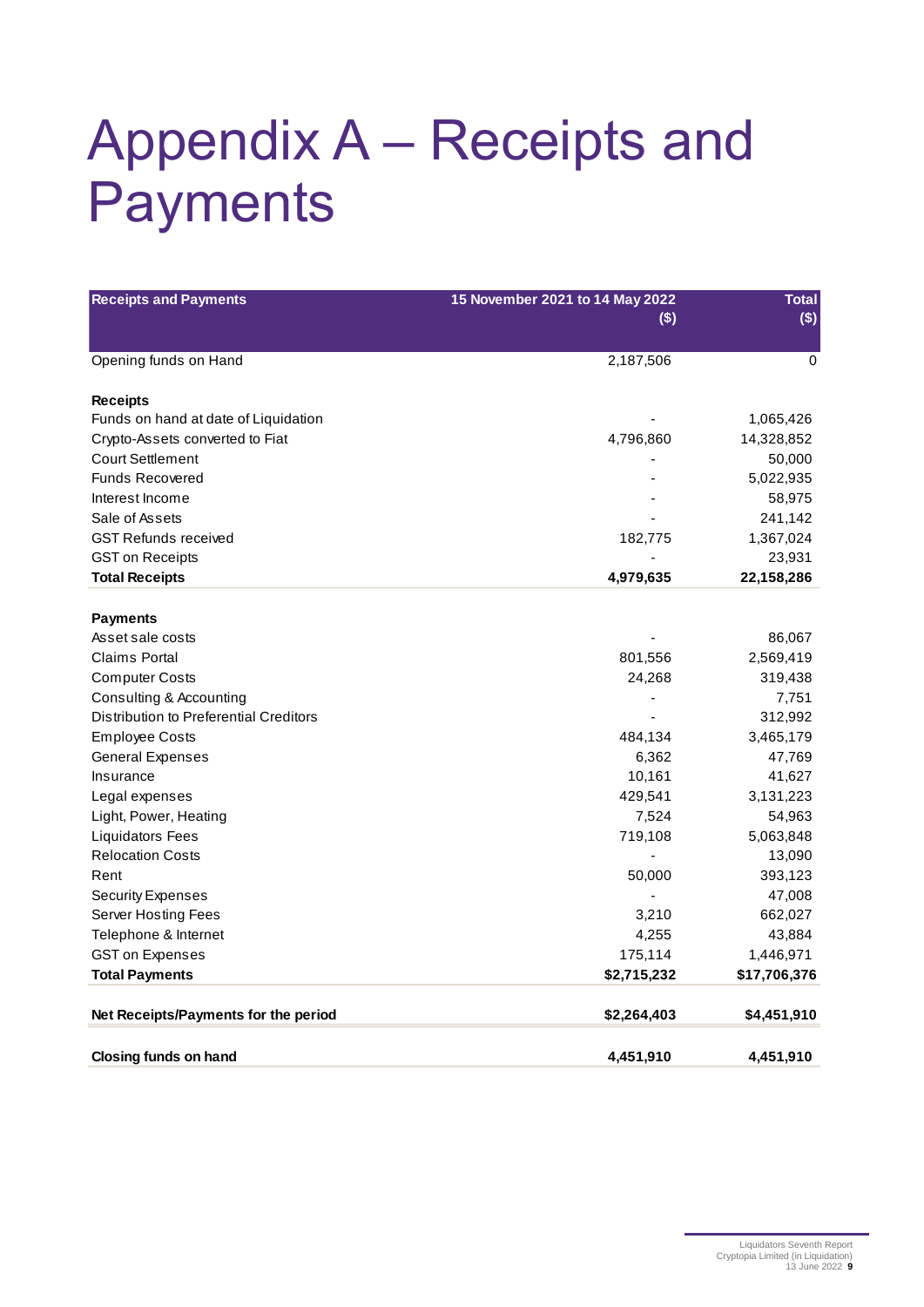# Appendix A – Receipts and Payments

| Receipts and Payments | 15 November 2021 to 14 May 2022 ($) | Total ($) |
|---|---:|---:|
| Opening funds on Hand | 2,187,506 | 0 |
| **Receipts** | | |
| Funds on hand at date of Liquidation | - | 1,065,426 |
| Crypto-Assets converted to Fiat | 4,796,860 | 14,328,852 |
| Court Settlement | - | 50,000 |
| Funds Recovered | - | 5,022,935 |
| Interest Income | - | 58,975 |
| Sale of Assets | - | 241,142 |
| GST Refunds received | 182,775 | 1,367,024 |
| GST on Receipts | - | 23,931 |
| **Total Receipts** | **4,979,635** | **22,158,286** |
| **Payments** | | |
| Asset sale costs | - | 86,067 |
| Claims Portal | 801,556 | 2,569,419 |
| Computer Costs | 24,268 | 319,438 |
| Consulting & Accounting | - | 7,751 |
| Distribution to Preferential Creditors | - | 312,992 |
| Employee Costs | 484,134 | 3,465,179 |
| General Expenses | 6,362 | 47,769 |
| Insurance | 10,161 | 41,627 |
| Legal expenses | 429,541 | 3,131,223 |
| Light, Power, Heating | 7,524 | 54,963 |
| Liquidators Fees | 719,108 | 5,063,848 |
| Relocation Costs | - | 13,090 |
| Rent | 50,000 | 393,123 |
| Security Expenses | - | 47,008 |
| Server Hosting Fees | 3,210 | 662,027 |
| Telephone & Internet | 4,255 | 43,884 |
| GST on Expenses | 175,114 | 1,446,971 |
| **Total Payments** | **$2,715,232** | **$17,706,376** |
| **Net Receipts/Payments for the period** | **$2,264,403** | **$4,451,910** |
| **Closing funds on hand** | **4,451,910** | **4,451,910** |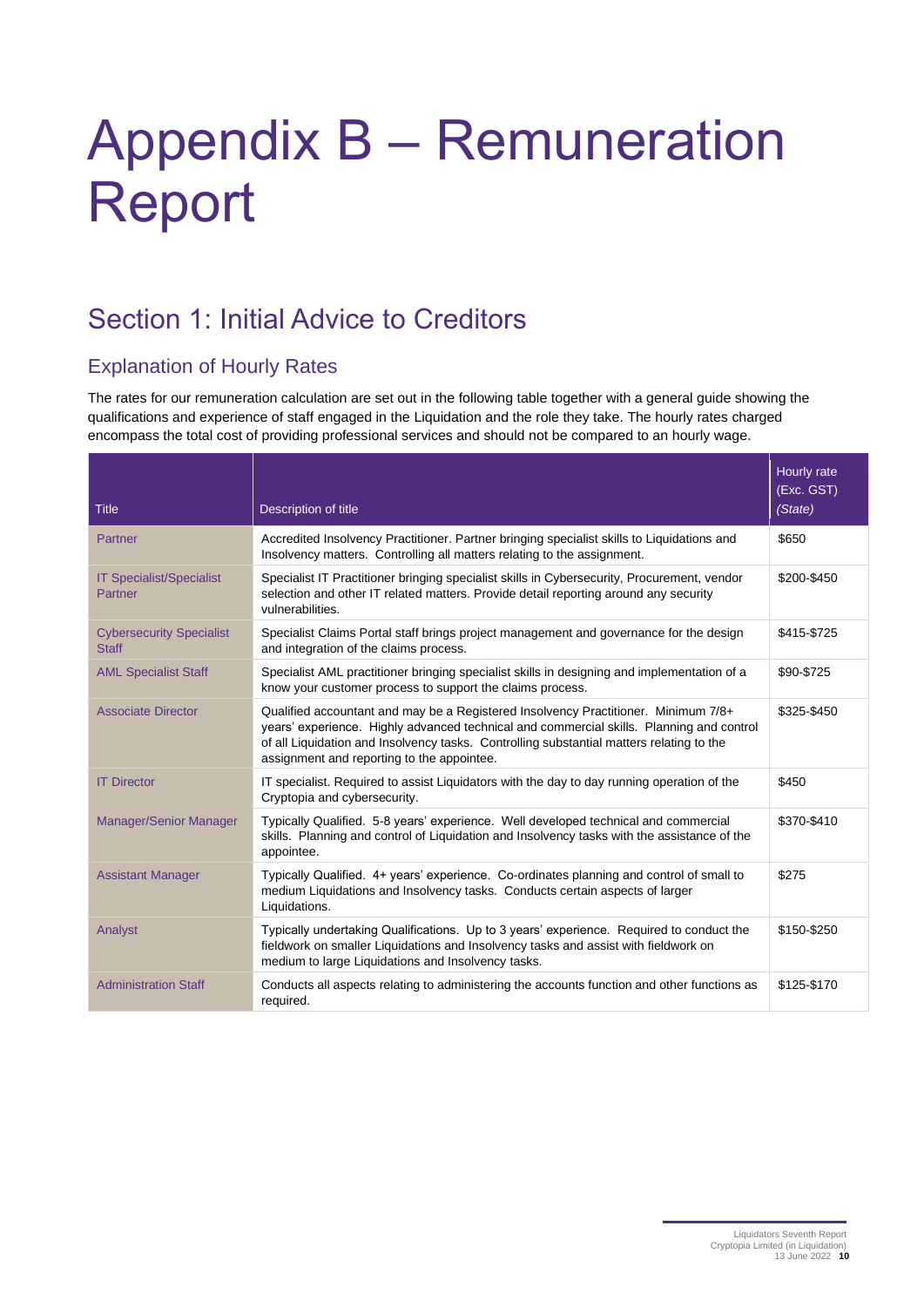# Appendix B – Remuneration Report

## Section 1: Initial Advice to Creditors

### Explanation of Hourly Rates

The rates for our remuneration calculation are set out in the following table together with a general guide showing the qualifications and experience of staff engaged in the Liquidation and the role they take. The hourly rates charged encompass the total cost of providing professional services and should not be compared to an hourly wage.

| Title | Description of title | Hourly rate (Exc. GST) *(State)* |
|---|---|---|
| Partner | Accredited Insolvency Practitioner. Partner bringing specialist skills to Liquidations and Insolvency matters. Controlling all matters relating to the assignment. | $650 |
| IT Specialist/Specialist Partner | Specialist IT Practitioner bringing specialist skills in Cybersecurity, Procurement, vendor selection and other IT related matters. Provide detail reporting around any security vulnerabilities. | $200-$450 |
| Cybersecurity Specialist Staff | Specialist Claims Portal staff brings project management and governance for the design and integration of the claims process. | $415-$725 |
| AML Specialist Staff | Specialist AML practitioner bringing specialist skills in designing and implementation of a know your customer process to support the claims process. | $90-$725 |
| Associate Director | Qualified accountant and may be a Registered Insolvency Practitioner. Minimum 7/8+ years' experience. Highly advanced technical and commercial skills. Planning and control of all Liquidation and Insolvency tasks. Controlling substantial matters relating to the assignment and reporting to the appointee. | $325-$450 |
| IT Director | IT specialist. Required to assist Liquidators with the day to day running operation of the Cryptopia and cybersecurity. | $450 |
| Manager/Senior Manager | Typically Qualified. 5-8 years' experience. Well developed technical and commercial skills. Planning and control of Liquidation and Insolvency tasks with the assistance of the appointee. | $370-$410 |
| Assistant Manager | Typically Qualified. 4+ years' experience. Co-ordinates planning and control of small to medium Liquidations and Insolvency tasks. Conducts certain aspects of larger Liquidations. | $275 |
| Analyst | Typically undertaking Qualifications. Up to 3 years' experience. Required to conduct the fieldwork on smaller Liquidations and Insolvency tasks and assist with fieldwork on medium to large Liquidations and Insolvency tasks. | $150-$250 |
| Administration Staff | Conducts all aspects relating to administering the accounts function and other functions as required. | $125-$170 |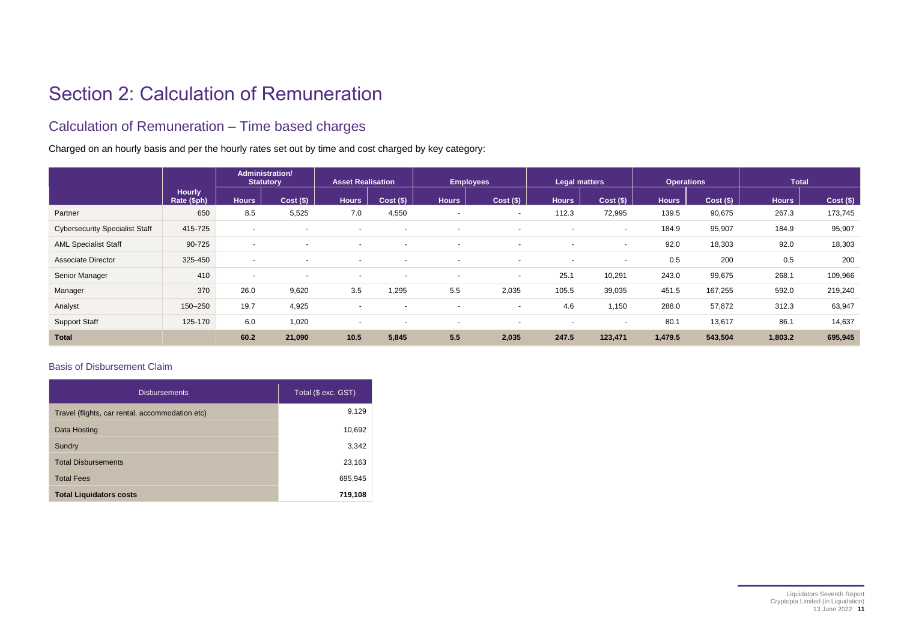# Section 2: Calculation of Remuneration

## Calculation of Remuneration – Time based charges

Charged on an hourly basis and per the hourly rates set out by time and cost charged by key category:

| | Hourly Rate ($ph) | Administration/ Statutory | | Asset Realisation | | Employees | | Legal matters | | Operations | | Total | |
|---|---|---|---|---|---|---|---|---|---|---|---|---|---|
| | | Hours | Cost ($) | Hours | Cost ($) | Hours | Cost ($) | Hours | Cost ($) | Hours | Cost ($) | Hours | Cost ($) |
| Partner | 650 | 8.5 | 5,525 | 7.0 | 4,550 | - | - | 112.3 | 72,995 | 139.5 | 90,675 | 267.3 | 173,745 |
| Cybersecurity Specialist Staff | 415-725 | - | - | - | - | - | - | - | - | 184.9 | 95,907 | 184.9 | 95,907 |
| AML Specialist Staff | 90-725 | - | - | - | - | - | - | - | - | 92.0 | 18,303 | 92.0 | 18,303 |
| Associate Director | 325-450 | - | - | - | - | - | - | - | - | 0.5 | 200 | 0.5 | 200 |
| Senior Manager | 410 | - | - | - | - | - | - | 25.1 | 10,291 | 243.0 | 99,675 | 268.1 | 109,966 |
| Manager | 370 | 26.0 | 9,620 | 3.5 | 1,295 | 5.5 | 2,035 | 105.5 | 39,035 | 451.5 | 167,255 | 592.0 | 219,240 |
| Analyst | 150–250 | 19.7 | 4,925 | - | - | - | - | 4.6 | 1,150 | 288.0 | 57,872 | 312.3 | 63,947 |
| Support Staff | 125-170 | 6.0 | 1,020 | - | - | - | - | - | - | 80.1 | 13,617 | 86.1 | 14,637 |
| **Total** | | **60.2** | **21,090** | **10.5** | **5,845** | **5.5** | **2,035** | **247.5** | **123,471** | **1,479.5** | **543,504** | **1,803.2** | **695,945** |

### Basis of Disbursement Claim

| Disbursements | Total ($ exc. GST) |
|---|---|
| Travel (flights, car rental, accommodation etc) | 9,129 |
| Data Hosting | 10,692 |
| Sundry | 3,342 |
| Total Disbursements | 23,163 |
| Total Fees | 695,945 |
| **Total Liquidators costs** | **719,108** |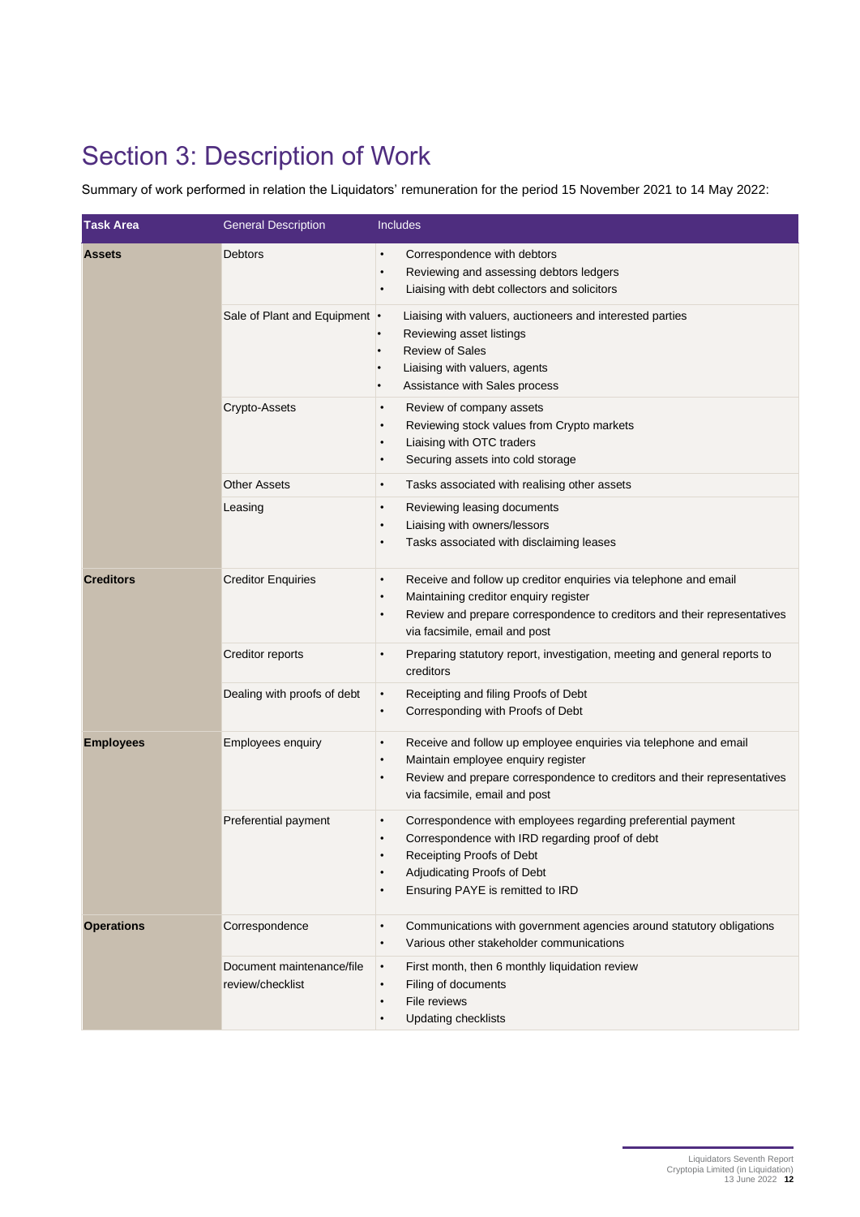# Section 3: Description of Work

Summary of work performed in relation the Liquidators' remuneration for the period 15 November 2021 to 14 May 2022:

| Task Area | General Description | Includes |
|---|---|---|
| **Assets** | Debtors | • Correspondence with debtors<br>• Reviewing and assessing debtors ledgers<br>• Liaising with debt collectors and solicitors |
| | Sale of Plant and Equipment | • Liaising with valuers, auctioneers and interested parties<br>• Reviewing asset listings<br>• Review of Sales<br>• Liaising with valuers, agents<br>• Assistance with Sales process |
| | Crypto-Assets | • Review of company assets<br>• Reviewing stock values from Crypto markets<br>• Liaising with OTC traders<br>• Securing assets into cold storage |
| | Other Assets | • Tasks associated with realising other assets |
| | Leasing | • Reviewing leasing documents<br>• Liaising with owners/lessors<br>• Tasks associated with disclaiming leases |
| **Creditors** | Creditor Enquiries | • Receive and follow up creditor enquiries via telephone and email<br>• Maintaining creditor enquiry register<br>• Review and prepare correspondence to creditors and their representatives via facsimile, email and post |
| | Creditor reports | • Preparing statutory report, investigation, meeting and general reports to creditors |
| | Dealing with proofs of debt | • Receipting and filing Proofs of Debt<br>• Corresponding with Proofs of Debt |
| **Employees** | Employees enquiry | • Receive and follow up employee enquiries via telephone and email<br>• Maintain employee enquiry register<br>• Review and prepare correspondence to creditors and their representatives via facsimile, email and post |
| | Preferential payment | • Correspondence with employees regarding preferential payment<br>• Correspondence with IRD regarding proof of debt<br>• Receipting Proofs of Debt<br>• Adjudicating Proofs of Debt<br>• Ensuring PAYE is remitted to IRD |
| **Operations** | Correspondence | • Communications with government agencies around statutory obligations<br>• Various other stakeholder communications |
| | Document maintenance/file review/checklist | • First month, then 6 monthly liquidation review<br>• Filing of documents<br>• File reviews<br>• Updating checklists |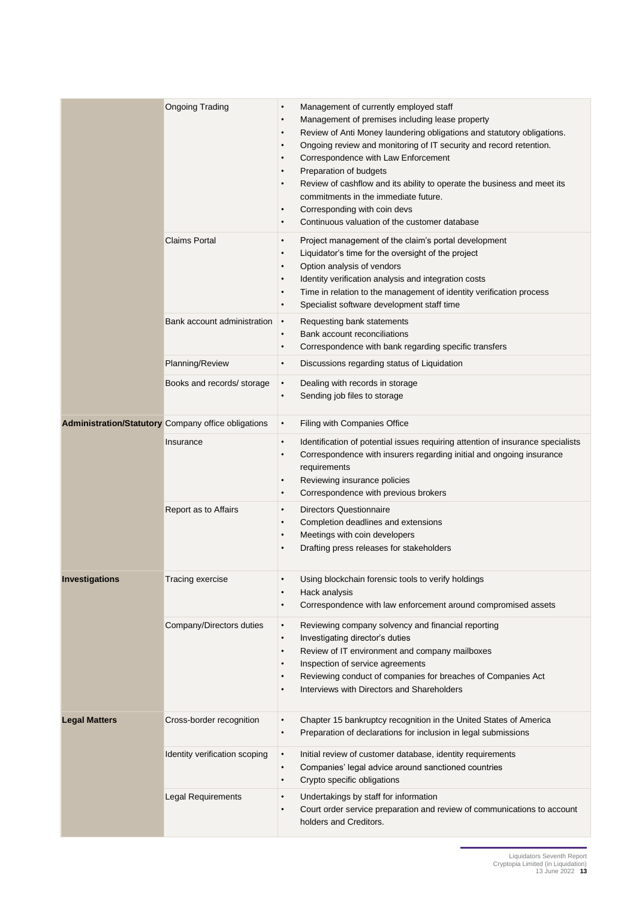| | | |
|---|---|---|
| | Ongoing Trading | • Management of currently employed staff<br>• Management of premises including lease property<br>• Review of Anti Money laundering obligations and statutory obligations.<br>• Ongoing review and monitoring of IT security and record retention.<br>• Correspondence with Law Enforcement<br>• Preparation of budgets<br>• Review of cashflow and its ability to operate the business and meet its commitments in the immediate future.<br>• Corresponding with coin devs<br>• Continuous valuation of the customer database |
| | Claims Portal | • Project management of the claim's portal development<br>• Liquidator's time for the oversight of the project<br>• Option analysis of vendors<br>• Identity verification analysis and integration costs<br>• Time in relation to the management of identity verification process<br>• Specialist software development staff time |
| | Bank account administration | • Requesting bank statements<br>• Bank account reconciliations<br>• Correspondence with bank regarding specific transfers |
| | Planning/Review | • Discussions regarding status of Liquidation |
| | Books and records/ storage | • Dealing with records in storage<br>• Sending job files to storage |
| **Administration/Statutory** | Company office obligations | • Filing with Companies Office |
| | Insurance | • Identification of potential issues requiring attention of insurance specialists<br>• Correspondence with insurers regarding initial and ongoing insurance requirements<br>• Reviewing insurance policies<br>• Correspondence with previous brokers |
| | Report as to Affairs | • Directors Questionnaire<br>• Completion deadlines and extensions<br>• Meetings with coin developers<br>• Drafting press releases for stakeholders |
| **Investigations** | Tracing exercise | • Using blockchain forensic tools to verify holdings<br>• Hack analysis<br>• Correspondence with law enforcement around compromised assets |
| | Company/Directors duties | • Reviewing company solvency and financial reporting<br>• Investigating director's duties<br>• Review of IT environment and company mailboxes<br>• Inspection of service agreements<br>• Reviewing conduct of companies for breaches of Companies Act<br>• Interviews with Directors and Shareholders |
| **Legal Matters** | Cross-border recognition | • Chapter 15 bankruptcy recognition in the United States of America<br>• Preparation of declarations for inclusion in legal submissions |
| | Identity verification scoping | • Initial review of customer database, identity requirements<br>• Companies' legal advice around sanctioned countries<br>• Crypto specific obligations |
| | Legal Requirements | • Undertakings by staff for information<br>• Court order service preparation and review of communications to account holders and Creditors. |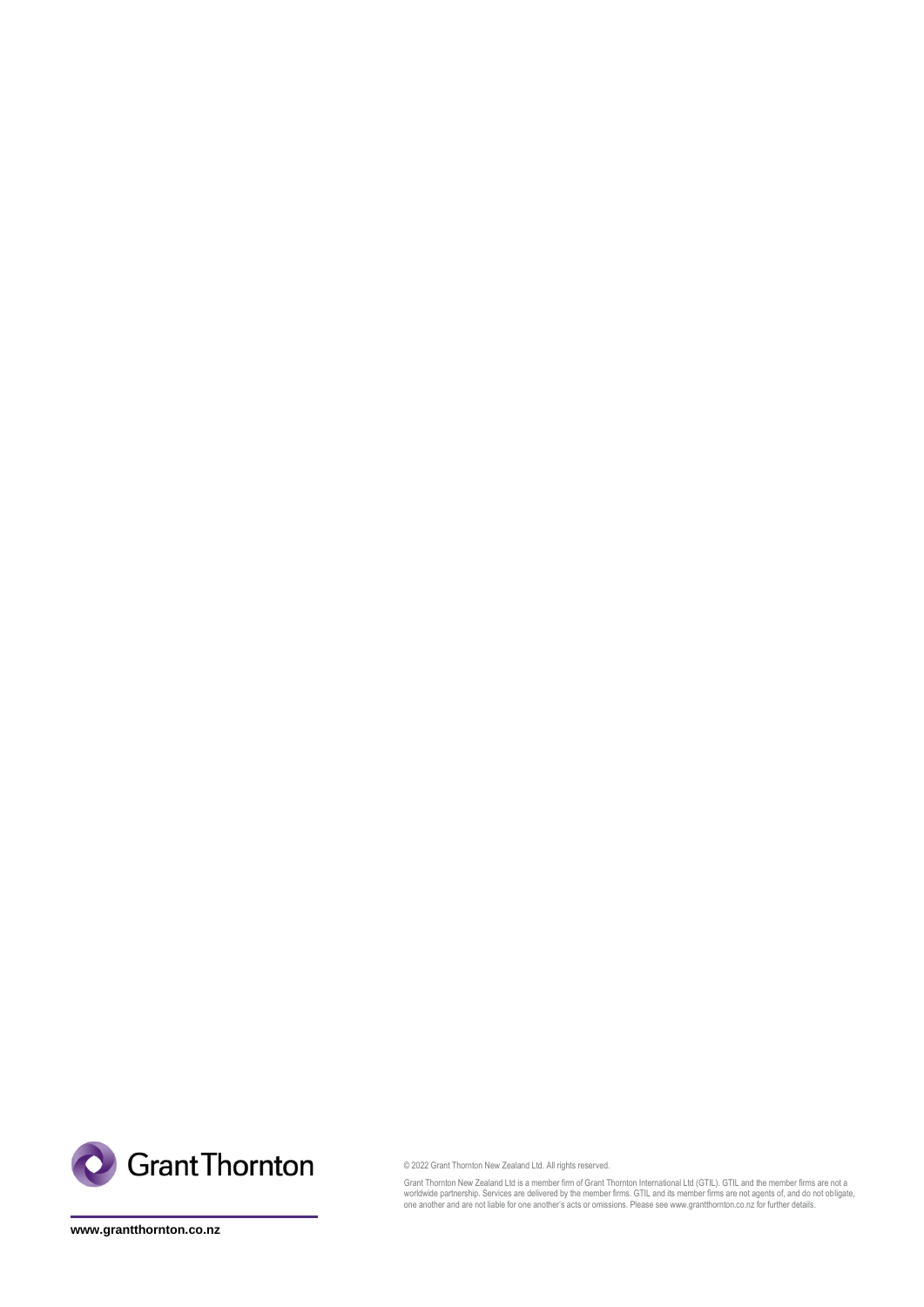Grant Thornton

© 2022 Grant Thornton New Zealand Ltd. All rights reserved.

Grant Thornton New Zealand Ltd is a member firm of Grant Thornton International Ltd (GTIL). GTIL and the member firms are not a worldwide partnership. Services are delivered by the member firms. GTIL and its member firms are not agents of, and do not obligate, one another and are not liable for one another's acts or omissions. Please see www.grantthornton.co.nz for further details.

**www.grantthornton.co.nz**